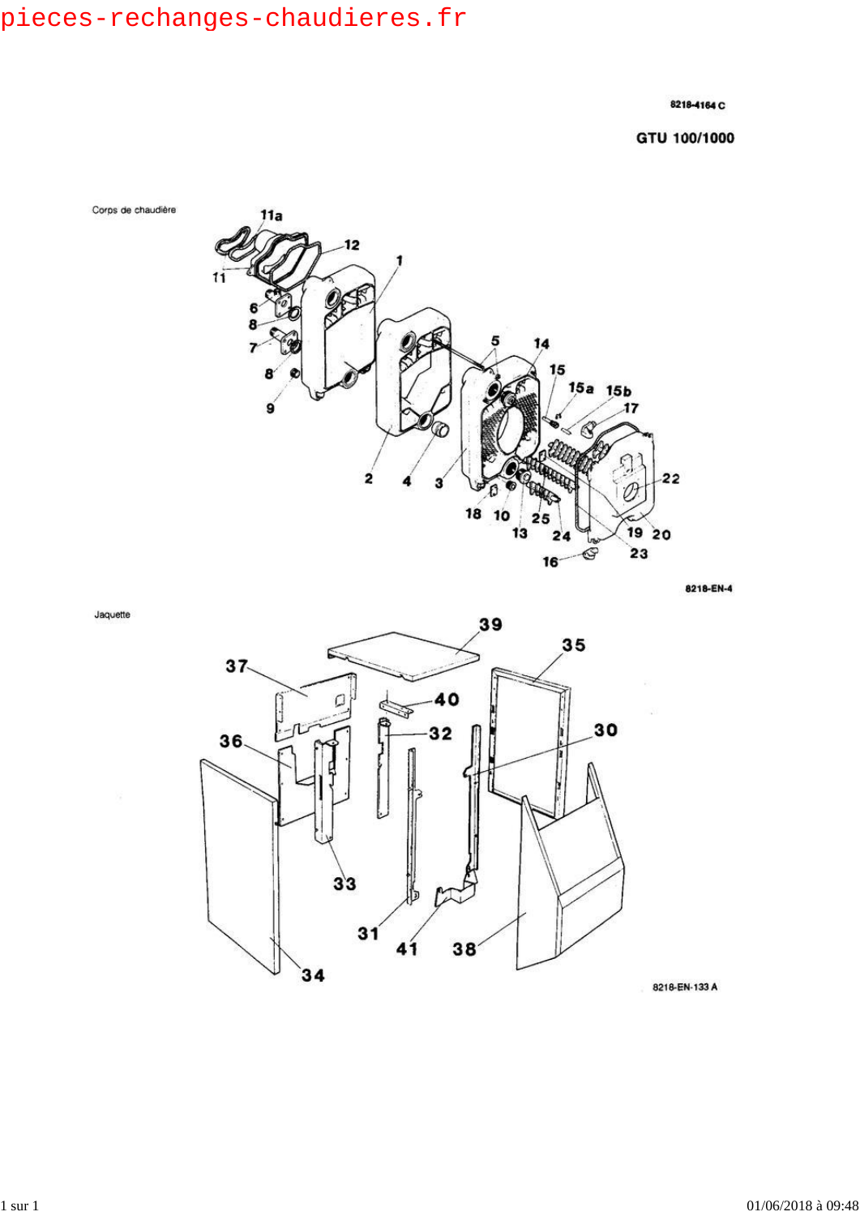8218-4164 C

# GTU 100/1000

Corps de chaudière

8218-EN-4

Jaquette

8218-EN-133 A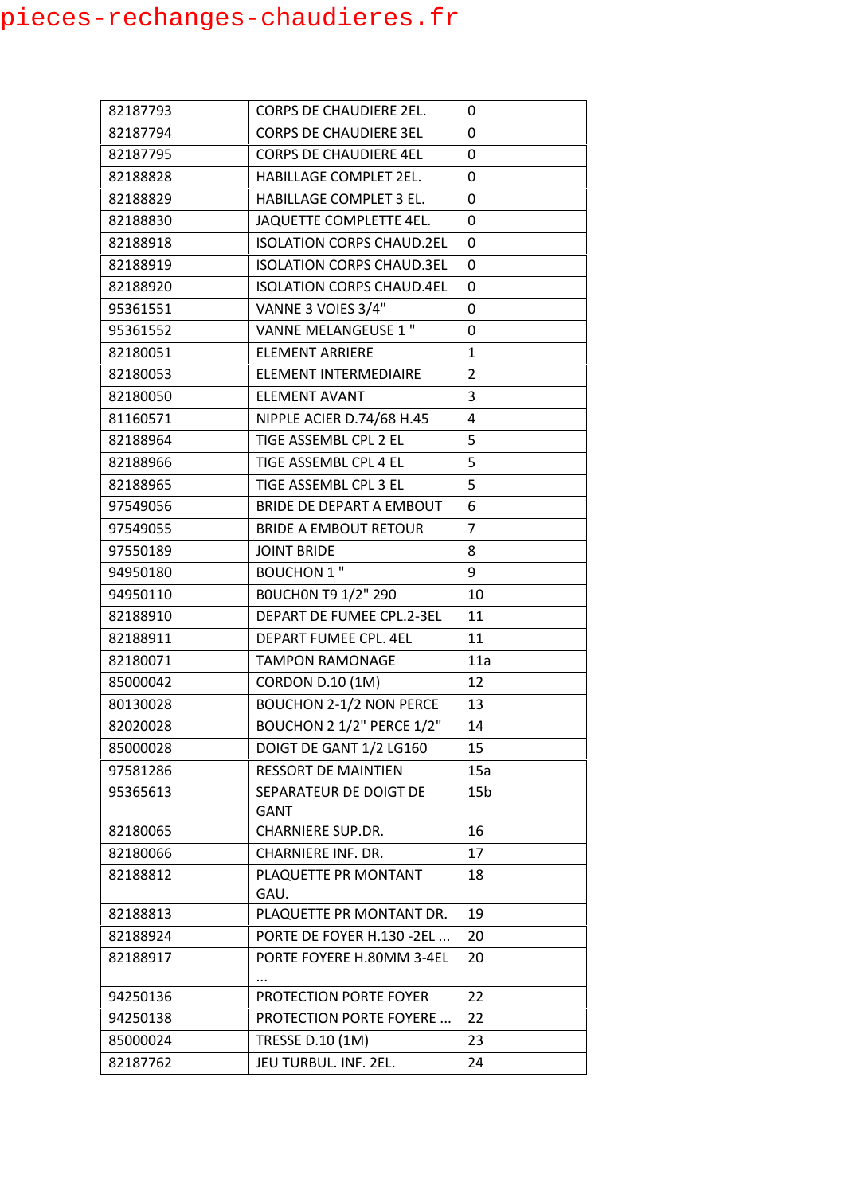pieces-rechanges-chaudieres.fr

| 82187793 | CORPS DE CHAUDIERE 2EL. | 0 |
|---|---|---|
| 82187794 | CORPS DE CHAUDIERE 3EL | 0 |
| 82187795 | CORPS DE CHAUDIERE 4EL | 0 |
| 82188828 | HABILLAGE COMPLET 2EL. | 0 |
| 82188829 | HABILLAGE COMPLET 3 EL. | 0 |
| 82188830 | JAQUETTE COMPLETTE 4EL. | 0 |
| 82188918 | ISOLATION CORPS CHAUD.2EL | 0 |
| 82188919 | ISOLATION CORPS CHAUD.3EL | 0 |
| 82188920 | ISOLATION CORPS CHAUD.4EL | 0 |
| 95361551 | VANNE 3 VOIES 3/4" | 0 |
| 95361552 | VANNE MELANGEUSE 1 " | 0 |
| 82180051 | ELEMENT ARRIERE | 1 |
| 82180053 | ELEMENT INTERMEDIAIRE | 2 |
| 82180050 | ELEMENT AVANT | 3 |
| 81160571 | NIPPLE ACIER D.74/68 H.45 | 4 |
| 82188964 | TIGE ASSEMBL CPL 2 EL | 5 |
| 82188966 | TIGE ASSEMBL CPL 4 EL | 5 |
| 82188965 | TIGE ASSEMBL CPL 3 EL | 5 |
| 97549056 | BRIDE DE DEPART A EMBOUT | 6 |
| 97549055 | BRIDE A EMBOUT RETOUR | 7 |
| 97550189 | JOINT BRIDE | 8 |
| 94950180 | BOUCHON 1 " | 9 |
| 94950110 | BOUCHON T9 1/2" 290 | 10 |
| 82188910 | DEPART DE FUMEE CPL.2-3EL | 11 |
| 82188911 | DEPART FUMEE CPL. 4EL | 11 |
| 82180071 | TAMPON RAMONAGE | 11a |
| 85000042 | CORDON D.10 (1M) | 12 |
| 80130028 | BOUCHON 2-1/2 NON PERCE | 13 |
| 82020028 | BOUCHON 2 1/2" PERCE 1/2" | 14 |
| 85000028 | DOIGT DE GANT 1/2 LG160 | 15 |
| 97581286 | RESSORT DE MAINTIEN | 15a |
| 95365613 | SEPARATEUR DE DOIGT DE GANT | 15b |
| 82180065 | CHARNIERE SUP.DR. | 16 |
| 82180066 | CHARNIERE INF. DR. | 17 |
| 82188812 | PLAQUETTE PR MONTANT GAU. | 18 |
| 82188813 | PLAQUETTE PR MONTANT DR. | 19 |
| 82188924 | PORTE DE FOYER H.130 -2EL ... | 20 |
| 82188917 | PORTE FOYERE H.80MM 3-4EL ... | 20 |
| 94250136 | PROTECTION PORTE FOYER | 22 |
| 94250138 | PROTECTION PORTE FOYERE ... | 22 |
| 85000024 | TRESSE D.10 (1M) | 23 |
| 82187762 | JEU TURBUL. INF. 2EL. | 24 |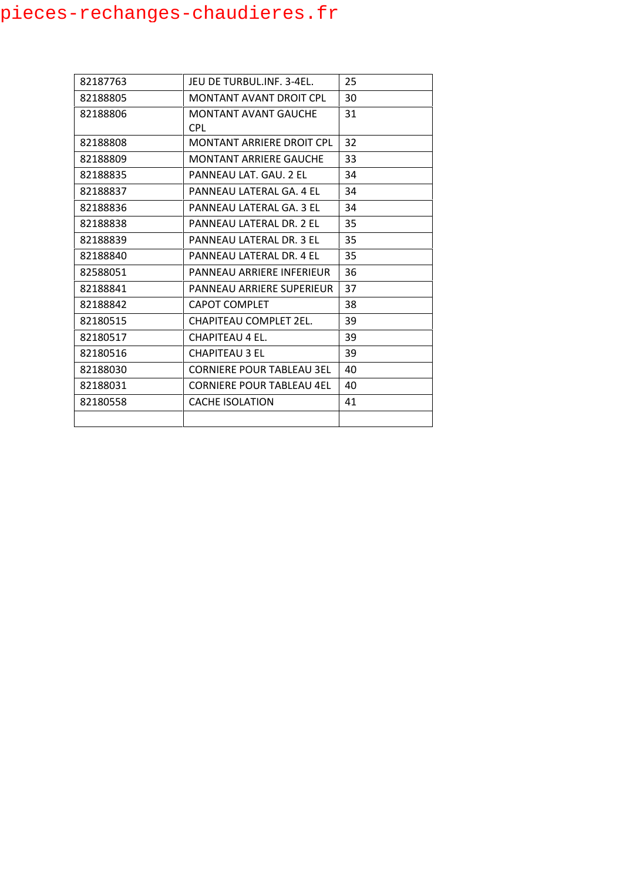| 82187763 | JEU DE TURBUL.INF. 3-4EL. | 25 |
|---|---|---|
| 82188805 | MONTANT AVANT DROIT CPL | 30 |
| 82188806 | MONTANT AVANT GAUCHE CPL | 31 |
| 82188808 | MONTANT ARRIERE DROIT CPL | 32 |
| 82188809 | MONTANT ARRIERE GAUCHE | 33 |
| 82188835 | PANNEAU LAT. GAU. 2 EL | 34 |
| 82188837 | PANNEAU LATERAL GA. 4 EL | 34 |
| 82188836 | PANNEAU LATERAL GA. 3 EL | 34 |
| 82188838 | PANNEAU LATERAL DR. 2 EL | 35 |
| 82188839 | PANNEAU LATERAL DR. 3 EL | 35 |
| 82188840 | PANNEAU LATERAL DR. 4 EL | 35 |
| 82588051 | PANNEAU ARRIERE INFERIEUR | 36 |
| 82188841 | PANNEAU ARRIERE SUPERIEUR | 37 |
| 82188842 | CAPOT COMPLET | 38 |
| 82180515 | CHAPITEAU COMPLET 2EL. | 39 |
| 82180517 | CHAPITEAU 4 EL. | 39 |
| 82180516 | CHAPITEAU 3 EL | 39 |
| 82188030 | CORNIERE POUR TABLEAU 3EL | 40 |
| 82188031 | CORNIERE POUR TABLEAU 4EL | 40 |
| 82180558 | CACHE ISOLATION | 41 |
| | | |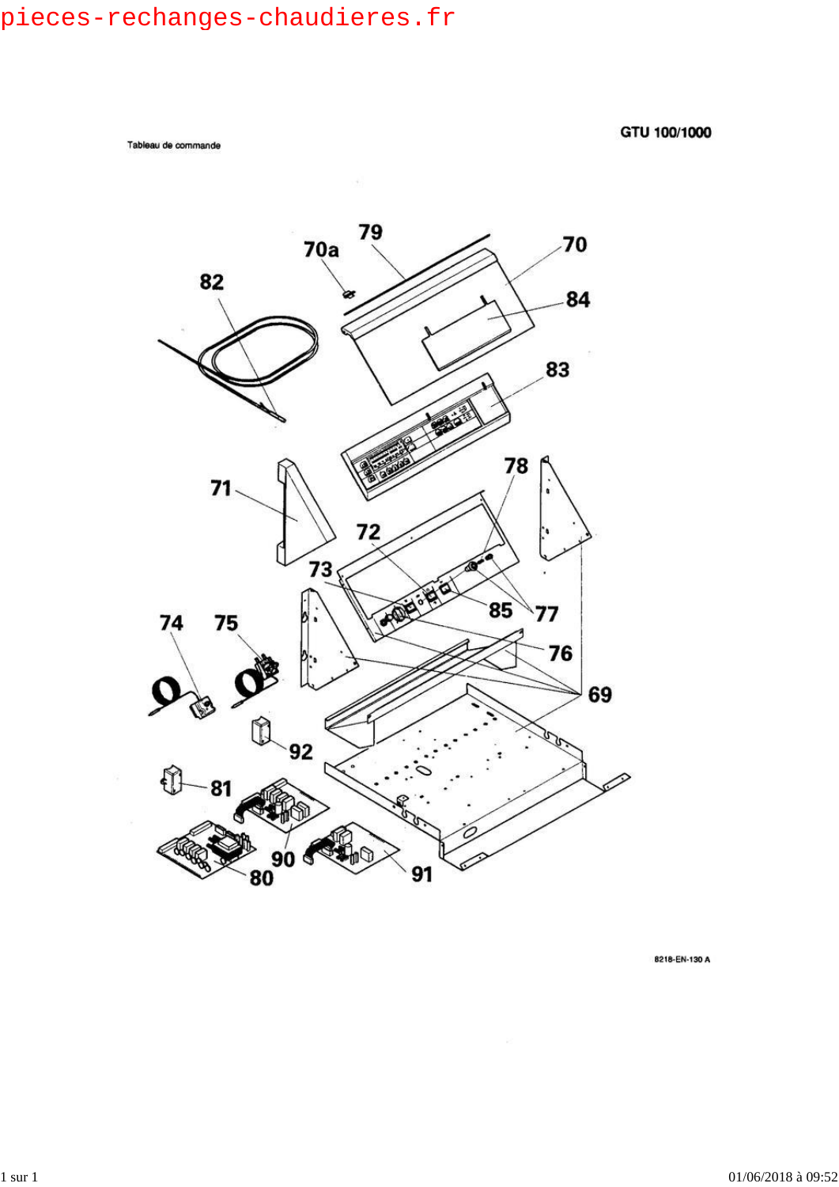pieces-rechanges-chaudieres.fr

Tableau de commande

GTU 100/1000

70a 79 70 82 84 83 71 78 72 73 85 77 74 75 76 69 92 81 90 80 91

8218-EN-130 A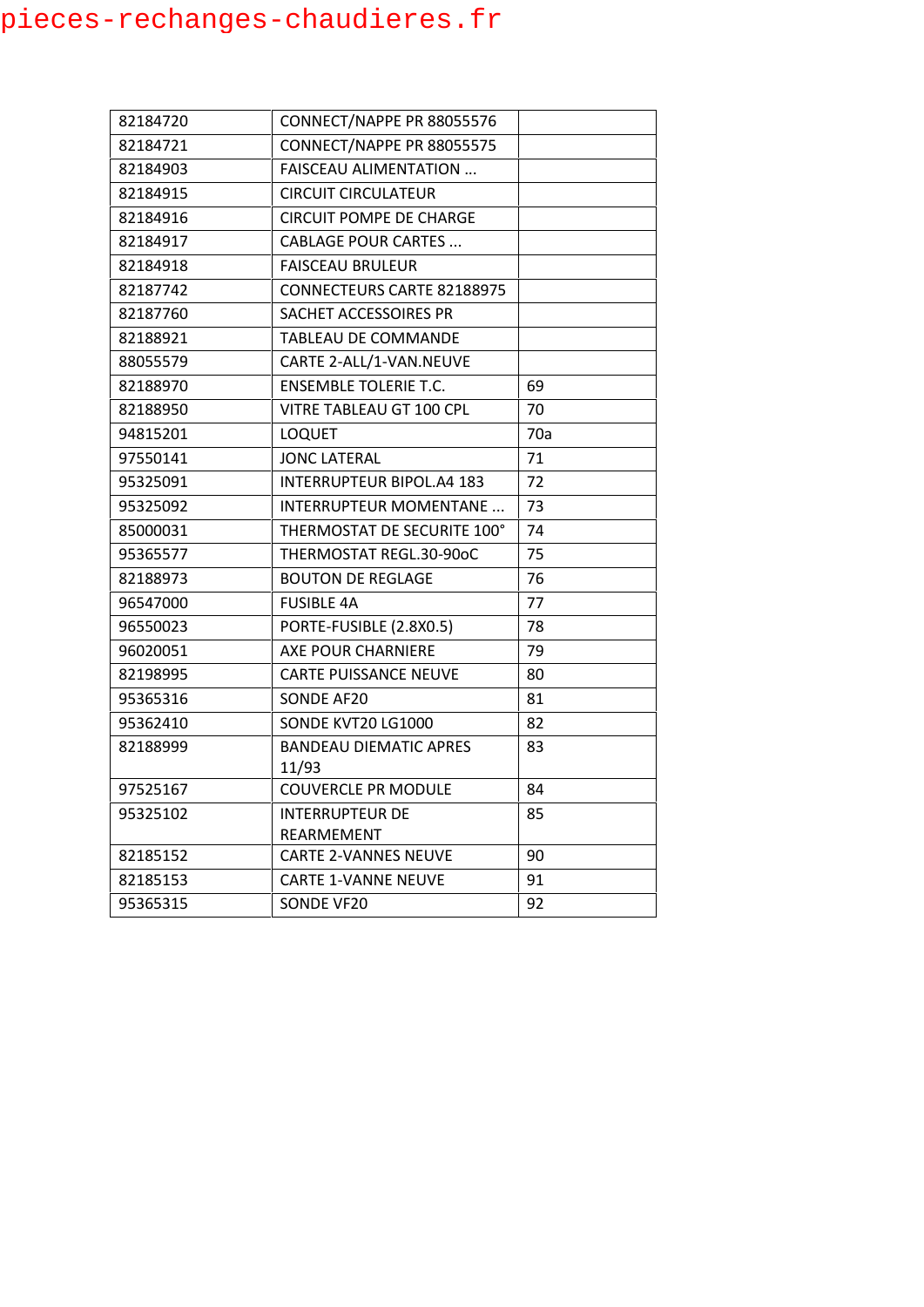| | | |
|---|---|---|
| 82184720 | CONNECT/NAPPE PR 88055576 | |
| 82184721 | CONNECT/NAPPE PR 88055575 | |
| 82184903 | FAISCEAU ALIMENTATION ... | |
| 82184915 | CIRCUIT CIRCULATEUR | |
| 82184916 | CIRCUIT POMPE DE CHARGE | |
| 82184917 | CABLAGE POUR CARTES ... | |
| 82184918 | FAISCEAU BRULEUR | |
| 82187742 | CONNECTEURS CARTE 82188975 | |
| 82187760 | SACHET ACCESSOIRES PR | |
| 82188921 | TABLEAU DE COMMANDE | |
| 88055579 | CARTE 2-ALL/1-VAN.NEUVE | |
| 82188970 | ENSEMBLE TOLERIE T.C. | 69 |
| 82188950 | VITRE TABLEAU GT 100 CPL | 70 |
| 94815201 | LOQUET | 70a |
| 97550141 | JONC LATERAL | 71 |
| 95325091 | INTERRUPTEUR BIPOL.A4 183 | 72 |
| 95325092 | INTERRUPTEUR MOMENTANE ... | 73 |
| 85000031 | THERMOSTAT DE SECURITE 100° | 74 |
| 95365577 | THERMOSTAT REGL.30-90oC | 75 |
| 82188973 | BOUTON DE REGLAGE | 76 |
| 96547000 | FUSIBLE 4A | 77 |
| 96550023 | PORTE-FUSIBLE (2.8X0.5) | 78 |
| 96020051 | AXE POUR CHARNIERE | 79 |
| 82198995 | CARTE PUISSANCE NEUVE | 80 |
| 95365316 | SONDE AF20 | 81 |
| 95362410 | SONDE KVT20 LG1000 | 82 |
| 82188999 | BANDEAU DIEMATIC APRES 11/93 | 83 |
| 97525167 | COUVERCLE PR MODULE | 84 |
| 95325102 | INTERRUPTEUR DE REARMEMENT | 85 |
| 82185152 | CARTE 2-VANNES NEUVE | 90 |
| 82185153 | CARTE 1-VANNE NEUVE | 91 |
| 95365315 | SONDE VF20 | 92 |